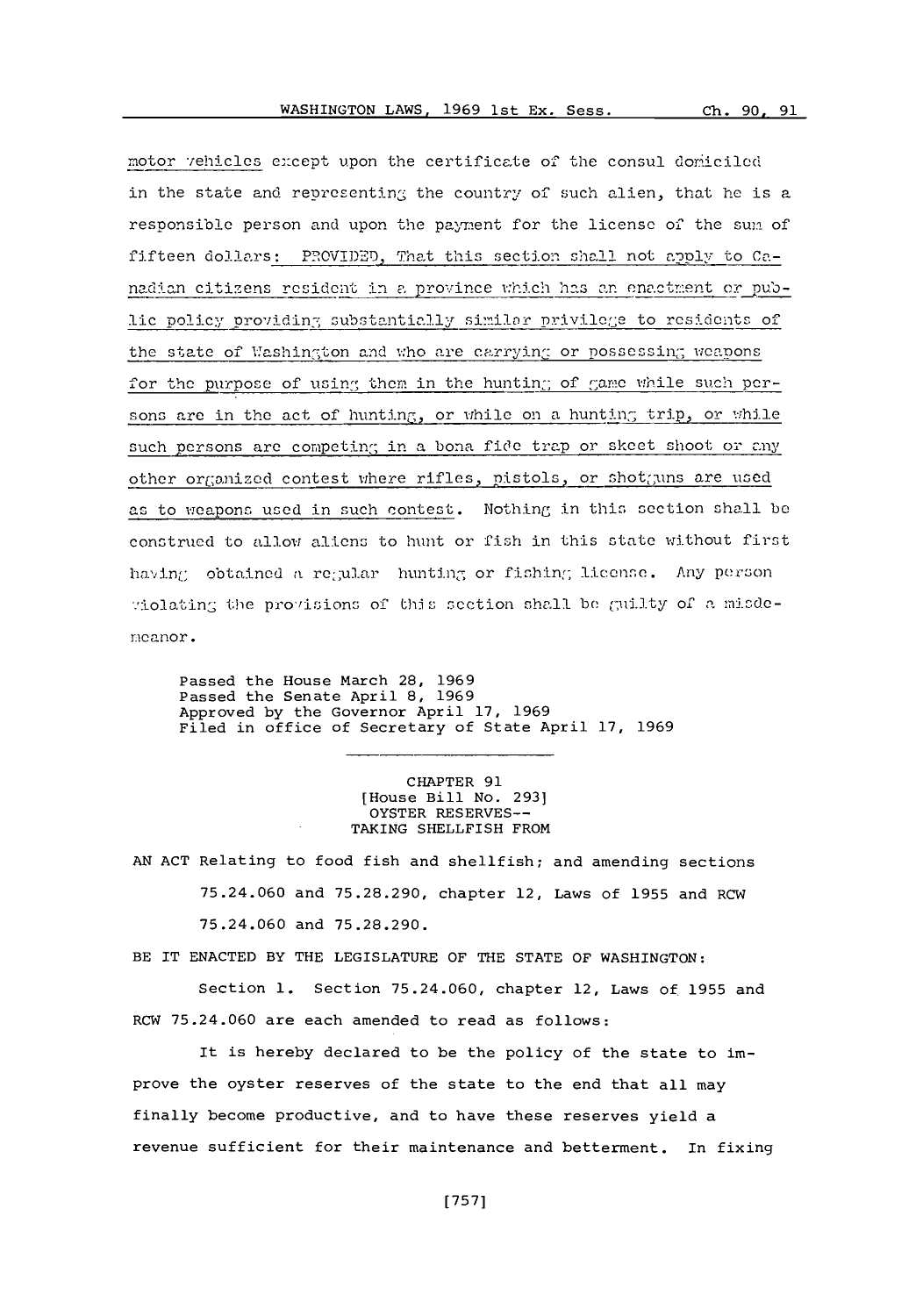motor vehicles except upon the certificate of the consul domiciled in the state and representing the country of such alien, that he is a responsible person and upon the payment for the license of the sum of fifteen dollars: PROVIDED, That this section shall not apply to Canadian citizens resident in a province which has an enactment or public policy providing substantially similar privilege to residents of the state of Washington and who are carrying or possessing weapons for the purpose of using them in the hunting of game while such persons are in the act of hunting, or while on a hunting trip, or while such persons are competing in a bona fide trap or skeet shoot or any other organized contest where rifles, pistols, or shotguns are used as to weapons used in such contest. Nothing in this section shall be construed to allow aliens to hunt or fish in this state without first having obtained a regular hunting or fishing license. Any person violating the provisions of this section shall be guilty of a misdemeanor.

Passed the House March 28, 1969
Passed the Senate April 8, 1969
Approved by the Governor April 17, 1969
Filed in office of Secretary of State April 17, 1969

---

CHAPTER 91
[House Bill No. 293]
OYSTER RESERVES--
TAKING SHELLFISH FROM

AN ACT Relating to food fish and shellfish; and amending sections 75.24.060 and 75.28.290, chapter 12, Laws of 1955 and RCW 75.24.060 and 75.28.290.

BE IT ENACTED BY THE LEGISLATURE OF THE STATE OF WASHINGTON:

Section 1. Section 75.24.060, chapter 12, Laws of 1955 and RCW 75.24.060 are each amended to read as follows:

It is hereby declared to be the policy of the state to improve the oyster reserves of the state to the end that all may finally become productive, and to have these reserves yield a revenue sufficient for their maintenance and betterment. In fixing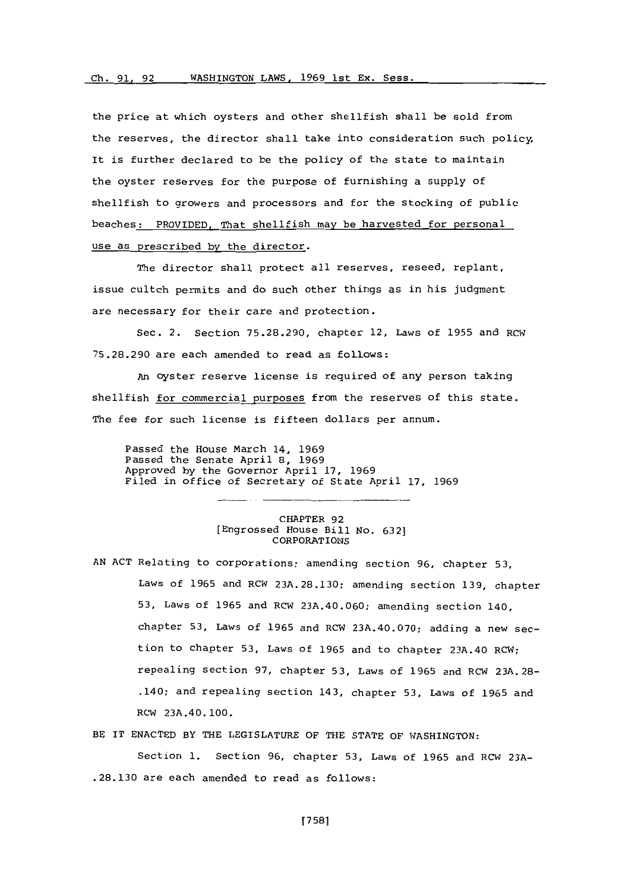the price at which oysters and other shellfish shall be sold from the reserves, the director shall take into consideration such policy. It is further declared to be the policy of the state to maintain the oyster reserves for the purpose of furnishing a supply of shellfish to growers and processors and for the stocking of public beaches: PROVIDED, That shellfish may be harvested for personal use as prescribed by the director.

The director shall protect all reserves, reseed, replant, issue cultch permits and do such other things as in his judgment are necessary for their care and protection.

Sec. 2. Section 75.28.290, chapter 12, Laws of 1955 and RCW 75.28.290 are each amended to read as follows:

An oyster reserve license is required of any person taking shellfish for commercial purposes from the reserves of this state. The fee for such license is fifteen dollars per annum.

Passed the House March 14, 1969
Passed the Senate April 8, 1969
Approved by the Governor April 17, 1969
Filed in office of Secretary of State April 17, 1969

---

## CHAPTER 92
### [Engrossed House Bill No. 632]
### CORPORATIONS

AN ACT Relating to corporations; amending section 96, chapter 53, Laws of 1965 and RCW 23A.28.130; amending section 139, chapter 53, Laws of 1965 and RCW 23A.40.060; amending section 140, chapter 53, Laws of 1965 and RCW 23A.40.070; adding a new section to chapter 53, Laws of 1965 and to chapter 23A.40 RCW; repealing section 97, chapter 53, Laws of 1965 and RCW 23A.28-.140; and repealing section 143, chapter 53, Laws of 1965 and RCW 23A.40.100.

BE IT ENACTED BY THE LEGISLATURE OF THE STATE OF WASHINGTON:

Section 1. Section 96, chapter 53, Laws of 1965 and RCW 23A-.28.130 are each amended to read as follows: